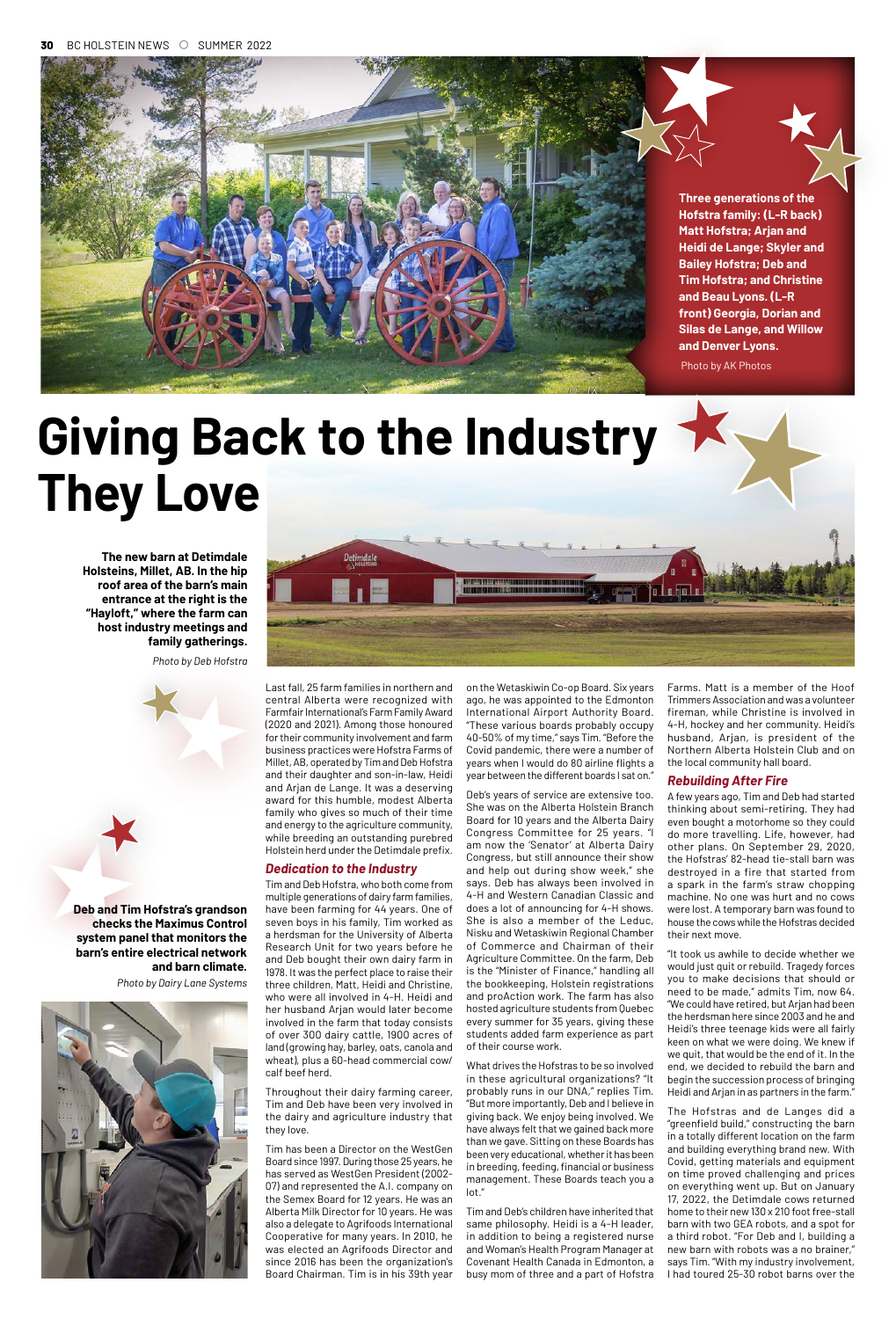Three generations of the Hofstra family: (L-R back) Matt Hofstra; Arjan and Heidi de Lange; Skyler and Bailey Hofstra; Deb and Tim Hofstra; and Christine and Beau Lyons. (L-R front) Georgia, Dorian and Silas de Lange, and Willow and Denver Lyons.

Photo by AK Photos

# Giving Back to the Industry They Love

**The new barn at Detimdale Holsteins, Millet, AB. In the hip roof area of the barn's main entrance at the right is the "Hayloft," where the farm can host industry meetings and family gatherings.**

*Photo by Deb Hofstra*

**Deb and Tim Hofstra's grandson checks the Maximus Control system panel that monitors the barn's entire electrical network and barn climate.**

*Photo by Dairy Lane Systems*

Last fall, 25 farm families in northern and central Alberta were recognized with Farmfair International's Farm Family Award (2020 and 2021). Among those honoured for their community involvement and farm business practices were Hofstra Farms of Millet, AB, operated by Tim and Deb Hofstra and their daughter and son-in-law, Heidi and Arjan de Lange. It was a deserving award for this humble, modest Alberta family who gives so much of their time and energy to the agriculture community, while breeding an outstanding purebred Holstein herd under the Detimdale prefix.

### Dedication to the Industry

Tim and Deb Hofstra, who both come from multiple generations of dairy farm families, have been farming for 44 years. One of seven boys in his family, Tim worked as a herdsman for the University of Alberta Research Unit for two years before he and Deb bought their own dairy farm in 1978. It was the perfect place to raise their three children, Matt, Heidi and Christine, who were all involved in 4-H. Heidi and her husband Arjan would later become involved in the farm that today consists of over 300 dairy cattle, 1900 acres of land (growing hay, barley, oats, canola and wheat), plus a 60-head commercial cow/calf beef herd.

Throughout their dairy farming career, Tim and Deb have been very involved in the dairy and agriculture industry that they love.

Tim has been a Director on the WestGen Board since 1997. During those 25 years, he has served as WestGen President (2002-07) and represented the A.I. company on the Semex Board for 12 years. He was an Alberta Milk Director for 10 years. He was also a delegate to Agrifoods International Cooperative for many years. In 2010, he was elected an Agrifoods Director and since 2016 has been the organization's Board Chairman. Tim is in his 39th year on the Wetaskiwin Co-op Board. Six years ago, he was appointed to the Edmonton International Airport Authority Board. "These various boards probably occupy 40-50% of my time," says Tim. "Before the Covid pandemic, there were a number of years when I would do 80 airline flights a year between the different boards I sat on."

Deb's years of service are extensive too. She was on the Alberta Holstein Branch Board for 10 years and the Alberta Dairy Congress Committee for 25 years. "I am now the 'Senator' at Alberta Dairy Congress, but still announce their show and help out during show week," she says. Deb has always been involved in 4-H and Western Canadian Classic and does a lot of announcing for 4-H shows. She is also a member of the Leduc, Nisku and Wetaskiwin Regional Chamber of Commerce and Chairman of their Agriculture Committee. On the farm, Deb is the "Minister of Finance," handling all the bookkeeping, Holstein registrations and proAction work. The farm has also hosted agriculture students from Quebec every summer for 35 years, giving these students added farm experience as part of their course work.

What drives the Hofstras to be so involved in these agricultural organizations? "It probably runs in our DNA," replies Tim. "But more importantly, Deb and I believe in giving back. We enjoy being involved. We have always felt that we gained back more than we gave. Sitting on these Boards has been very educational, whether it has been in breeding, feeding, financial or business management. These Boards teach you a lot."

Tim and Deb's children have inherited that same philosophy. Heidi is a 4-H leader, in addition to being a registered nurse and Woman's Health Program Manager at Covenant Health Canada in Edmonton, a busy mom of three and a part of Hofstra Farms. Matt is a member of the Hoof Trimmers Association and was a volunteer fireman, while Christine is involved in 4-H, hockey and her community. Heidi's husband, Arjan, is president of the Northern Alberta Holstein Club and on the local community hall board.

### Rebuilding After Fire

A few years ago, Tim and Deb had started thinking about semi-retiring. They had even bought a motorhome so they could do more travelling. Life, however, had other plans. On September 29, 2020, the Hofstras' 82-head tie-stall barn was destroyed in a fire that started from a spark in the farm's straw chopping machine. No one was hurt and no cows were lost. A temporary barn was found to house the cows while the Hofstras decided their next move.

"It took us awhile to decide whether we would just quit or rebuild. Tragedy forces you to make decisions that should or need to be made," admits Tim, now 64. "We could have retired, but Arjan had been the herdsman here since 2003 and he and Heidi's three teenage kids were all fairly keen on what we were doing. We knew if we quit, that would be the end of it. In the end, we decided to rebuild the barn and begin the succession process of bringing Heidi and Arjan in as partners in the farm."

The Hofstras and de Langes did a "greenfield build," constructing the barn in a totally different location on the farm and building everything brand new. With Covid, getting materials and equipment on time proved challenging and prices on everything went up. But on January 17, 2022, the Detimdale cows returned home to their new 130 x 210 foot free-stall barn with two GEA robots, and a spot for a third robot. "For Deb and I, building a new barn with robots was a no brainer," says Tim. "With my industry involvement, I had toured 25-30 robot barns over the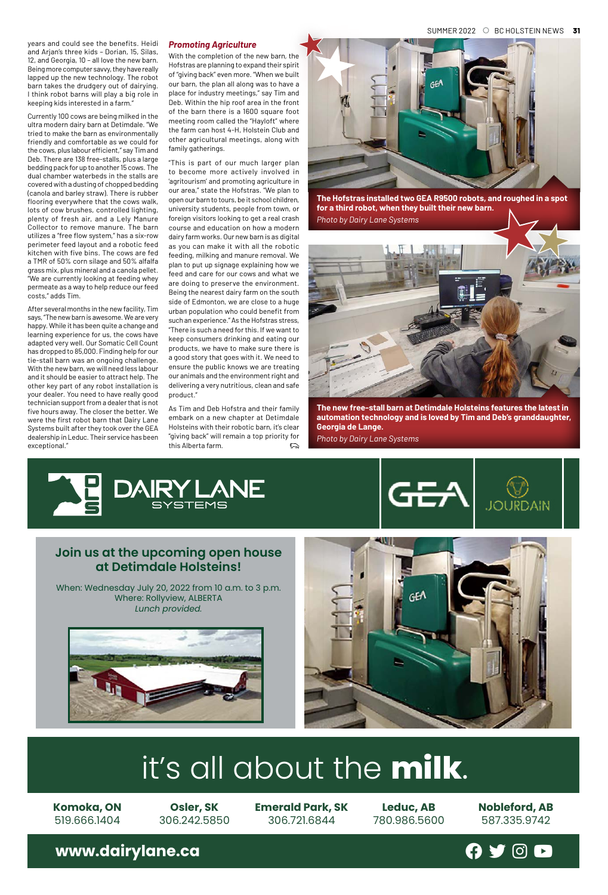years and could see the benefits. Heidi and Arjan's three kids – Dorian, 15, Silas, 12, and Georgia, 10 – all love the new barn. Being more computer savvy, they have really lapped up the new technology. The robot barn takes the drudgery out of dairying. I think robot barns will play a big role in keeping kids interested in a farm."

Currently 100 cows are being milked in the ultra modern dairy barn at Detimdale. "We tried to make the barn as environmentally friendly and comfortable as we could for the cows, plus labour efficient," say Tim and Deb. There are 138 free-stalls, plus a large bedding pack for up to another 15 cows. The dual chamber waterbeds in the stalls are covered with a dusting of chopped bedding (canola and barley straw). There is rubber flooring everywhere that the cows walk, lots of cow brushes, controlled lighting, plenty of fresh air, and a Lely Manure Collector to remove manure. The barn utilizes a "free flow system," has a six-row perimeter feed layout and a robotic feed kitchen with five bins. The cows are fed a TMR of 50% corn silage and 50% alfalfa grass mix, plus mineral and a canola pellet. "We are currently looking at feeding whey permeate as a way to help reduce our feed costs," adds Tim.

After several months in the new facility, Tim says, "The new barn is awesome. We are very happy. While it has been quite a change and learning experience for us, the cows have adapted very well. Our Somatic Cell Count has dropped to 85,000. Finding help for our tie-stall barn was an ongoing challenge. With the new barn, we will need less labour and it should be easier to attract help. The other key part of any robot installation is your dealer. You need to have really good technician support from a dealer that is not five hours away. The closer the better. We were the first robot barn that Dairy Lane Systems built after they took over the GEA dealership in Leduc. Their service has been exceptional."

### *Promoting Agriculture*

With the completion of the new barn, the Hofstras are planning to expand their spirit of "giving back" even more. "When we built our barn, the plan all along was to have a place for industry meetings," say Tim and Deb. Within the hip roof area in the front of the barn there is a 1600 square foot meeting room called the "Hayloft" where the farm can host 4-H, Holstein Club and other agricultural meetings, along with family gatherings.

"This is part of our much larger plan to become more actively involved in 'agritourism' and promoting agriculture in our area," state the Hofstras. "We plan to open our barn to tours, be it school children, university students, people from town, or foreign visitors looking to get a real crash course and education on how a modern dairy farm works. Our new barn is as digital as you can make it with all the robotic feeding, milking and manure removal. We plan to put up signage explaining how we feed and care for our cows and what we are doing to preserve the environment. Being the nearest dairy farm on the south side of Edmonton, we are close to a huge urban population who could benefit from such an experience." As the Hofstras stress, "There is such a need for this. If we want to keep consumers drinking and eating our products, we have to make sure there is a good story that goes with it. We need to ensure the public knows we are treating our animals and the environment right and delivering a very nutritious, clean and safe product."

As Tim and Deb Hofstra and their family embark on a new chapter at Detimdale Holsteins with their robotic barn, it's clear "giving back" will remain a top priority for this Alberta farm.

**The Hofstras installed two GEA R9500 robots, and roughed in a spot for a third robot, when they built their new barn.**
*Photo by Dairy Lane Systems*

**The new free-stall barn at Detimdale Holsteins features the latest in automation technology and is loved by Tim and Deb's granddaughter, Georgia de Lange.**
*Photo by Dairy Lane Systems*

DAIRY LANE SYSTEMS

GEA

JOURDAIN

## Join us at the upcoming open house at Detimdale Holsteins!

When: Wednesday July 20, 2022 from 10 a.m. to 3 p.m.
Where: Rollyview, ALBERTA
*Lunch provided.*

# it's all about the **milk.**

**Komoka, ON**
519.666.1404

**Osler, SK**
306.242.5850

**Emerald Park, SK**
306.721.6844

**Leduc, AB**
780.986.5600

**Nobleford, AB**
587.335.9742

**www.dairylane.ca**